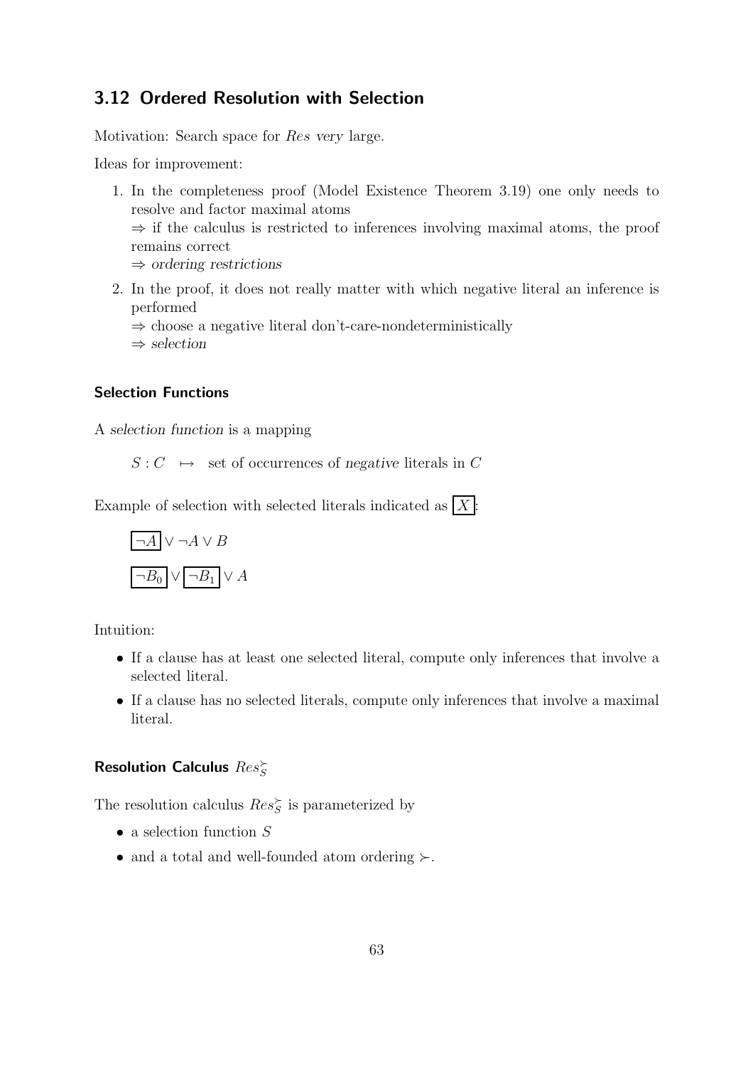## 3.12 Ordered Resolution with Selection

Motivation: Search space for *Res* *very* large.

Ideas for improvement:

1. In the completeness proof (Model Existence Theorem 3.19) one only needs to resolve and factor maximal atoms
   $\Rightarrow$ if the calculus is restricted to inferences involving maximal atoms, the proof remains correct
   $\Rightarrow$ *ordering restrictions*
2. In the proof, it does not really matter with which negative literal an inference is performed
   $\Rightarrow$ choose a negative literal don't-care-nondeterministically
   $\Rightarrow$ *selection*

### Selection Functions

A *selection function* is a mapping

$S : C \quad \mapsto \quad$ set of occurrences of *negative* literals in $C$

Example of selection with selected literals indicated as $\boxed{X}$:

$$\boxed{\neg A} \vee \neg A \vee B$$

$$\boxed{\neg B_0} \vee \boxed{\neg B_1} \vee A$$

Intuition:

- If a clause has at least one selected literal, compute only inferences that involve a selected literal.
- If a clause has no selected literals, compute only inferences that involve a maximal literal.

### Resolution Calculus $Res_S^{\succ}$

The resolution calculus $Res_S^{\succ}$ is parameterized by

- a selection function $S$
- and a total and well-founded atom ordering $\succ$.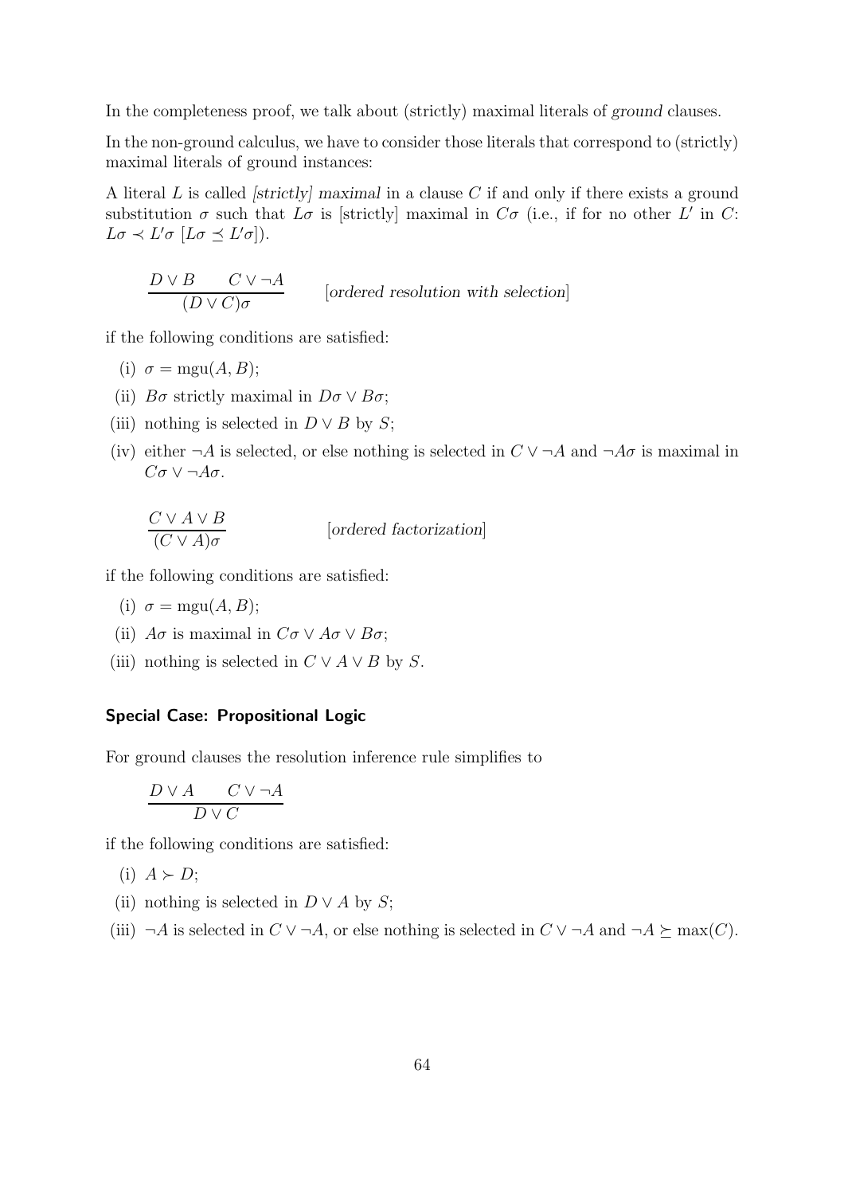In the completeness proof, we talk about (strictly) maximal literals of *ground* clauses.

In the non-ground calculus, we have to consider those literals that correspond to (strictly) maximal literals of ground instances:

A literal $L$ is called *[strictly] maximal* in a clause $C$ if and only if there exists a ground substitution $\sigma$ such that $L\sigma$ is [strictly] maximal in $C\sigma$ (i.e., if for no other $L'$ in $C$: $L\sigma \prec L'\sigma$ [$L\sigma \preceq L'\sigma$]).

$$\frac{D \vee B \qquad C \vee \neg A}{(D \vee C)\sigma} \qquad [\textit{ordered resolution with selection}]$$

if the following conditions are satisfied:

(i) $\sigma = \text{mgu}(A, B)$;

(ii) $B\sigma$ strictly maximal in $D\sigma \vee B\sigma$;

(iii) nothing is selected in $D \vee B$ by $S$;

(iv) either $\neg A$ is selected, or else nothing is selected in $C \vee \neg A$ and $\neg A\sigma$ is maximal in $C\sigma \vee \neg A\sigma$.

$$\frac{C \vee A \vee B}{(C \vee A)\sigma} \qquad [\textit{ordered factorization}]$$

if the following conditions are satisfied:

(i) $\sigma = \text{mgu}(A, B)$;

(ii) $A\sigma$ is maximal in $C\sigma \vee A\sigma \vee B\sigma$;

(iii) nothing is selected in $C \vee A \vee B$ by $S$.

### Special Case: Propositional Logic

For ground clauses the resolution inference rule simplifies to

$$\frac{D \vee A \qquad C \vee \neg A}{D \vee C}$$

if the following conditions are satisfied:

(i) $A \succ D$;

(ii) nothing is selected in $D \vee A$ by $S$;

(iii) $\neg A$ is selected in $C \vee \neg A$, or else nothing is selected in $C \vee \neg A$ and $\neg A \succeq \max(C)$.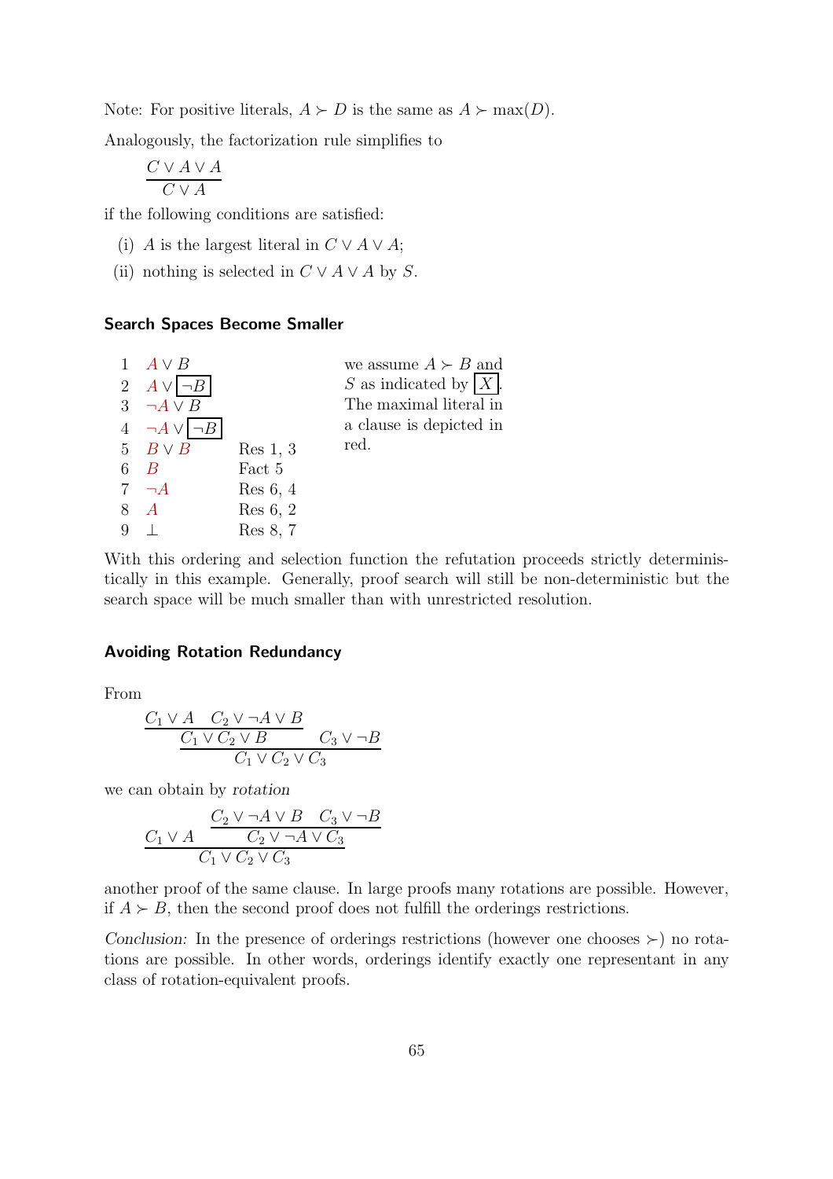Note: For positive literals, $A \succ D$ is the same as $A \succ \max(D)$.

Analogously, the factorization rule simplifies to

$$\frac{C \vee A \vee A}{C \vee A}$$

if the following conditions are satisfied:

(i) $A$ is the largest literal in $C \vee A \vee A$;

(ii) nothing is selected in $C \vee A \vee A$ by $S$.

### Search Spaces Become Smaller

| | | | |
|---|---|---|---|
| 1 | $A \vee B$ | | |
| 2 | $A \vee \boxed{\neg B}$ | | |
| 3 | $\neg A \vee B$ | | |
| 4 | $\neg A \vee \boxed{\neg B}$ | | |
| 5 | $B \vee B$ | Res 1, 3 | |
| 6 | $B$ | Fact 5 | |
| 7 | $\neg A$ | Res 6, 4 | |
| 8 | $A$ | Res 6, 2 | |
| 9 | $\bot$ | Res 8, 7 | |

we assume $A \succ B$ and $S$ as indicated by $\boxed{X}$. The maximal literal in a clause is depicted in red.

With this ordering and selection function the refutation proceeds strictly deterministically in this example. Generally, proof search will still be non-deterministic but the search space will be much smaller than with unrestricted resolution.

### Avoiding Rotation Redundancy

From

$$\dfrac{\dfrac{C_1 \vee A \quad C_2 \vee \neg A \vee B}{C_1 \vee C_2 \vee B} \quad C_3 \vee \neg B}{C_1 \vee C_2 \vee C_3}$$

we can obtain by *rotation*

$$\dfrac{C_1 \vee A \quad \dfrac{C_2 \vee \neg A \vee B \quad C_3 \vee \neg B}{C_2 \vee \neg A \vee C_3}}{C_1 \vee C_2 \vee C_3}$$

another proof of the same clause. In large proofs many rotations are possible. However, if $A \succ B$, then the second proof does not fulfill the orderings restrictions.

*Conclusion:* In the presence of orderings restrictions (however one chooses $\succ$) no rotations are possible. In other words, orderings identify exactly one representant in any class of rotation-equivalent proofs.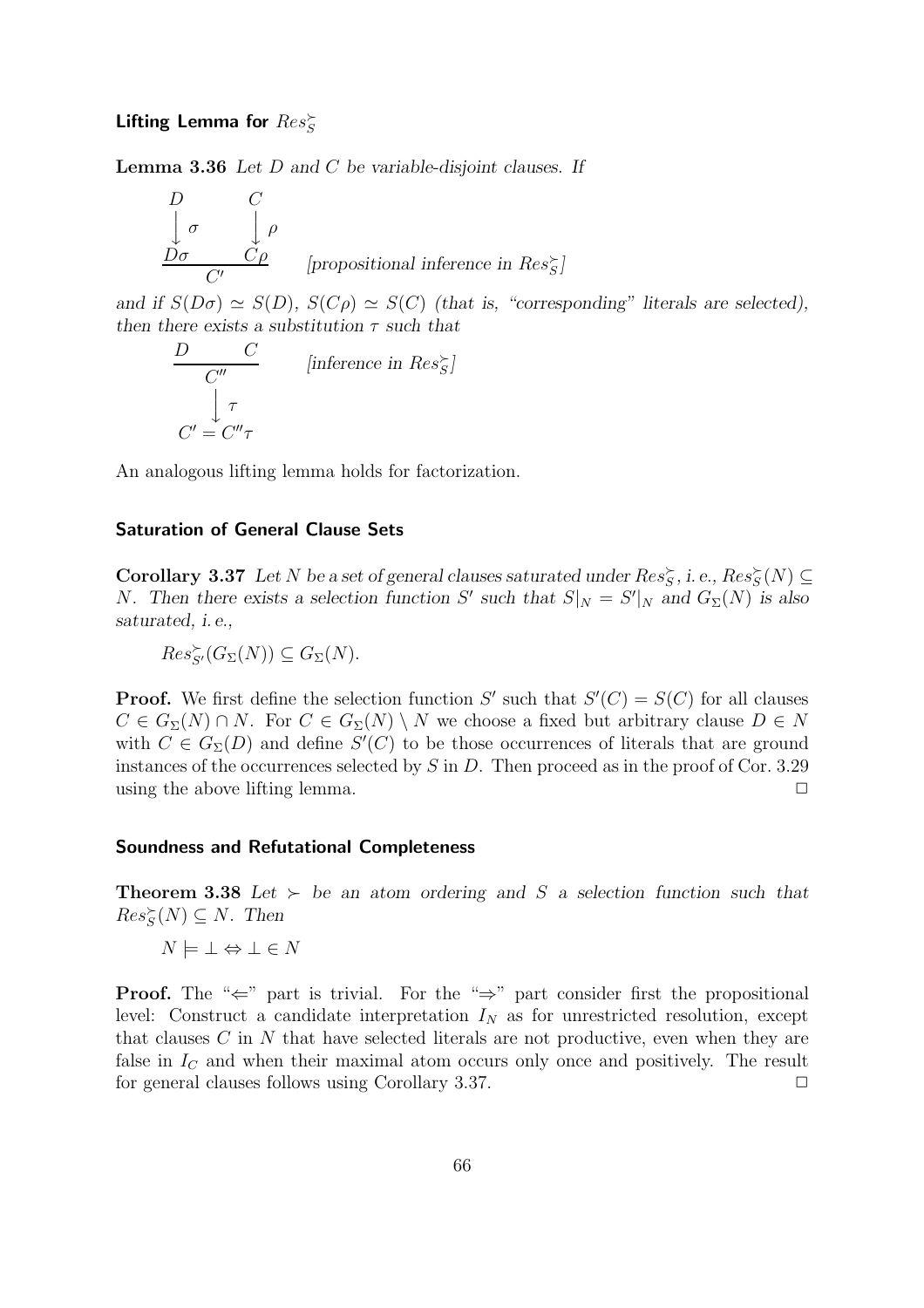### Lifting Lemma for $Res_S^{\succ}$

**Lemma 3.36** *Let $D$ and $C$ be variable-disjoint clauses. If*

$$
\begin{array}{cc}
D & C \\
\downarrow \sigma & \downarrow \rho \\
\hline
D\sigma & C\rho \\
\multicolumn{2}{c}{C'}
\end{array}
\quad \text{[propositional inference in } Res_S^{\succ}\text{]}
$$

*and if $S(D\sigma) \simeq S(D)$, $S(C\rho) \simeq S(C)$ (that is, "corresponding" literals are selected), then there exists a substitution $\tau$ such that*

$$
\begin{array}{c}
\dfrac{D \qquad C}{C''} \\
\downarrow \tau \\
C' = C''\tau
\end{array}
\quad \text{[inference in } Res_S^{\succ}\text{]}
$$

An analogous lifting lemma holds for factorization.

### Saturation of General Clause Sets

**Corollary 3.37** *Let $N$ be a set of general clauses saturated under $Res_S^{\succ}$, i. e., $Res_S^{\succ}(N) \subseteq N$. Then there exists a selection function $S'$ such that $S|_N = S'|_N$ and $G_\Sigma(N)$ is also saturated, i. e.,*

$$Res_{S'}^{\succ}(G_\Sigma(N)) \subseteq G_\Sigma(N).$$

**Proof.** We first define the selection function $S'$ such that $S'(C) = S(C)$ for all clauses $C \in G_\Sigma(N) \cap N$. For $C \in G_\Sigma(N) \setminus N$ we choose a fixed but arbitrary clause $D \in N$ with $C \in G_\Sigma(D)$ and define $S'(C)$ to be those occurrences of literals that are ground instances of the occurrences selected by $S$ in $D$. Then proceed as in the proof of Cor. 3.29 using the above lifting lemma. □

### Soundness and Refutational Completeness

**Theorem 3.38** *Let $\succ$ be an atom ordering and $S$ a selection function such that $Res_S^{\succ}(N) \subseteq N$. Then*

$$N \models \bot \Leftrightarrow \bot \in N$$

**Proof.** The "$\Leftarrow$" part is trivial. For the "$\Rightarrow$" part consider first the propositional level: Construct a candidate interpretation $I_N$ as for unrestricted resolution, except that clauses $C$ in $N$ that have selected literals are not productive, even when they are false in $I_C$ and when their maximal atom occurs only once and positively. The result for general clauses follows using Corollary 3.37. □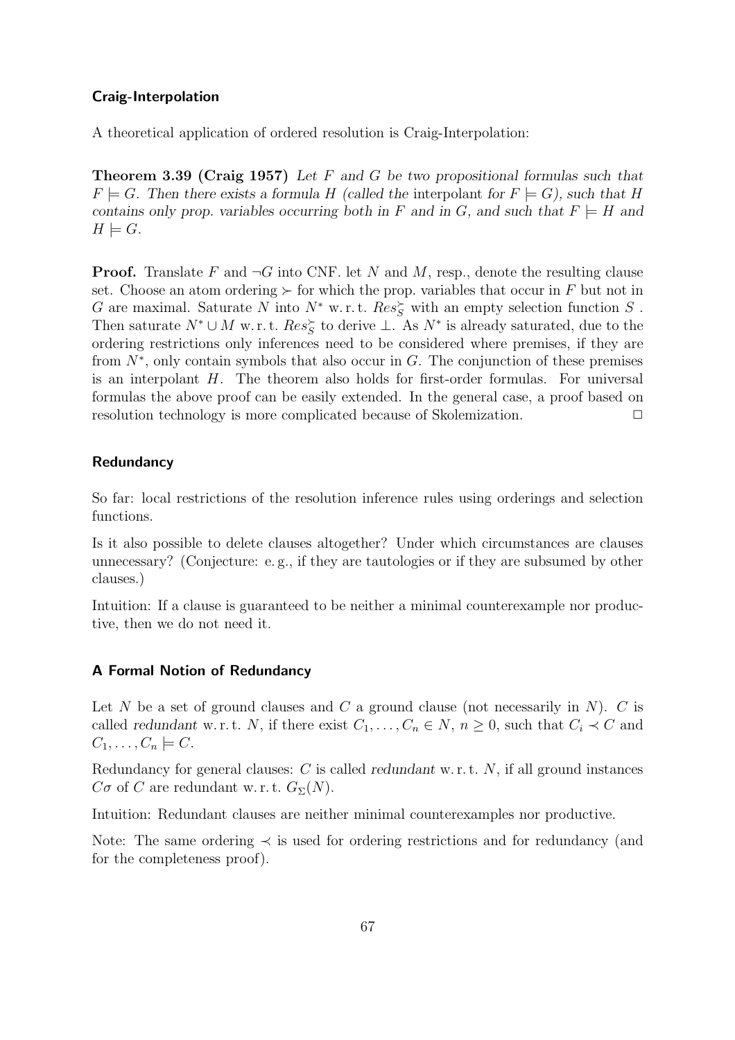### Craig-Interpolation

A theoretical application of ordered resolution is Craig-Interpolation:

**Theorem 3.39 (Craig 1957)** *Let $F$ and $G$ be two propositional formulas such that $F \models G$. Then there exists a formula $H$ (called the* interpolant *for $F \models G$), such that $H$ contains only prop. variables occurring both in $F$ and in $G$, and such that $F \models H$ and $H \models G$.*

**Proof.** Translate $F$ and $\neg G$ into CNF. let $N$ and $M$, resp., denote the resulting clause set. Choose an atom ordering $\succ$ for which the prop. variables that occur in $F$ but not in $G$ are maximal. Saturate $N$ into $N^*$ w. r. t. $Res_S^{\succ}$ with an empty selection function $S$ . Then saturate $N^* \cup M$ w. r. t. $Res_S^{\succ}$ to derive $\bot$. As $N^*$ is already saturated, due to the ordering restrictions only inferences need to be considered where premises, if they are from $N^*$, only contain symbols that also occur in $G$. The conjunction of these premises is an interpolant $H$. The theorem also holds for first-order formulas. For universal formulas the above proof can be easily extended. In the general case, a proof based on resolution technology is more complicated because of Skolemization. $\Box$

### Redundancy

So far: local restrictions of the resolution inference rules using orderings and selection functions.

Is it also possible to delete clauses altogether? Under which circumstances are clauses unnecessary? (Conjecture: e. g., if they are tautologies or if they are subsumed by other clauses.)

Intuition: If a clause is guaranteed to be neither a minimal counterexample nor productive, then we do not need it.

### A Formal Notion of Redundancy

Let $N$ be a set of ground clauses and $C$ a ground clause (not necessarily in $N$). $C$ is called *redundant* w. r. t. $N$, if there exist $C_1, \dots, C_n \in N$, $n \geq 0$, such that $C_i \prec C$ and $C_1, \dots, C_n \models C$.

Redundancy for general clauses: $C$ is called *redundant* w. r. t. $N$, if all ground instances $C\sigma$ of $C$ are redundant w. r. t. $G_\Sigma(N)$.

Intuition: Redundant clauses are neither minimal counterexamples nor productive.

Note: The same ordering $\prec$ is used for ordering restrictions and for redundancy (and for the completeness proof).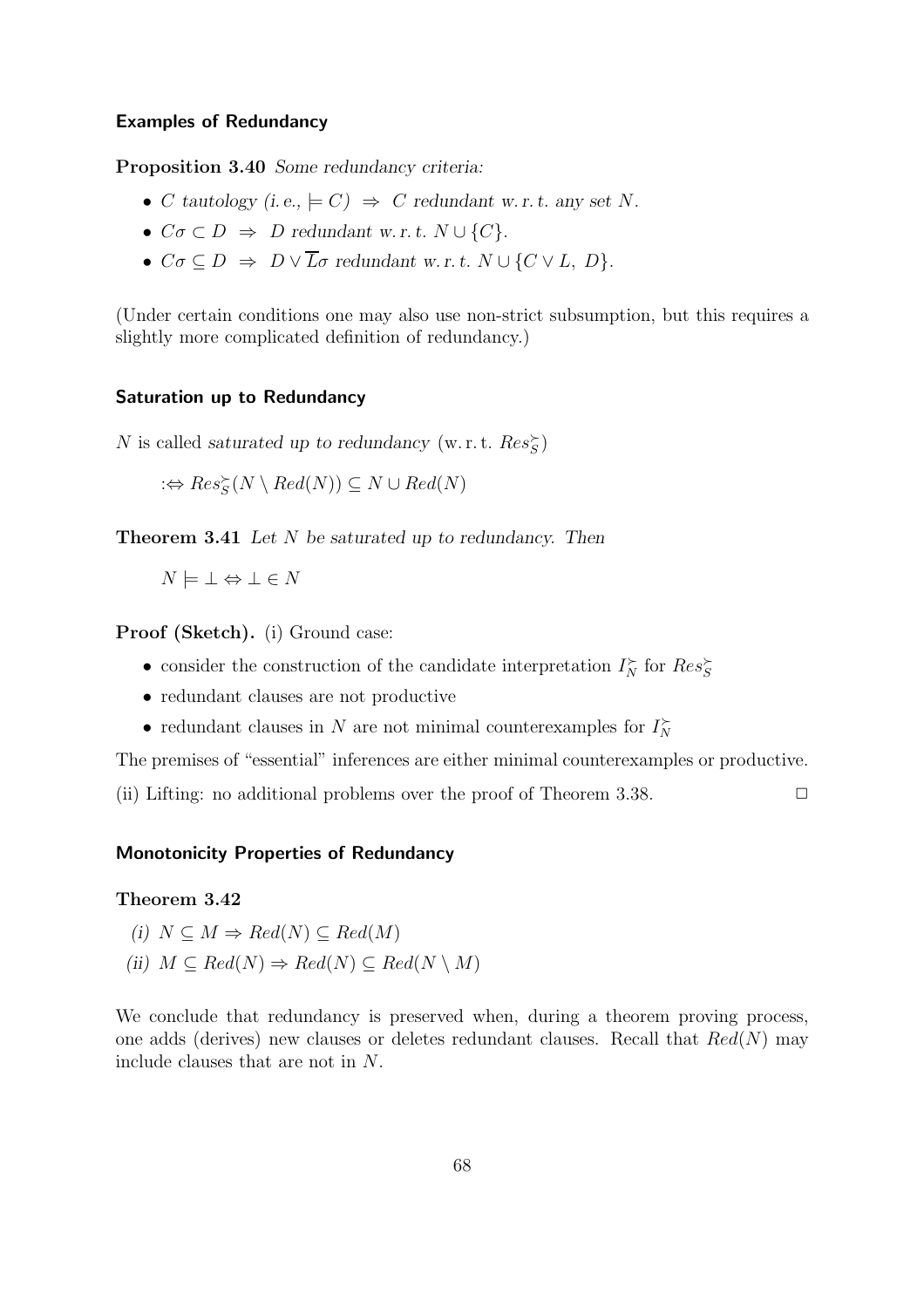### Examples of Redundancy

**Proposition 3.40** *Some redundancy criteria:*

- $C$ *tautology (i. e.,* $\models C$*)* $\Rightarrow$ $C$ *redundant w. r. t. any set* $N$.
- $C\sigma \subset D \;\Rightarrow\; D$ *redundant w. r. t.* $N \cup \{C\}$.
- $C\sigma \subseteq D \;\Rightarrow\; D \vee \overline{L}\sigma$ *redundant w. r. t.* $N \cup \{C \vee L,\ D\}$.

(Under certain conditions one may also use non-strict subsumption, but this requires a slightly more complicated definition of redundancy.)

### Saturation up to Redundancy

$N$ is called *saturated up to redundancy* (w. r. t. $Res_S^{\succ}$)

$:\Leftrightarrow Res_S^{\succ}(N \setminus Red(N)) \subseteq N \cup Red(N)$

**Theorem 3.41** *Let* $N$ *be saturated up to redundancy. Then*

$N \models \bot \Leftrightarrow \bot \in N$

**Proof (Sketch).** (i) Ground case:

- consider the construction of the candidate interpretation $I_N^{\succ}$ for $Res_S^{\succ}$
- redundant clauses are not productive
- redundant clauses in $N$ are not minimal counterexamples for $I_N^{\succ}$

The premises of "essential" inferences are either minimal counterexamples or productive.

(ii) Lifting: no additional problems over the proof of Theorem 3.38. □

### Monotonicity Properties of Redundancy

**Theorem 3.42**

*(i)* $N \subseteq M \Rightarrow Red(N) \subseteq Red(M)$

*(ii)* $M \subseteq Red(N) \Rightarrow Red(N) \subseteq Red(N \setminus M)$

We conclude that redundancy is preserved when, during a theorem proving process, one adds (derives) new clauses or deletes redundant clauses. Recall that $Red(N)$ may include clauses that are not in $N$.